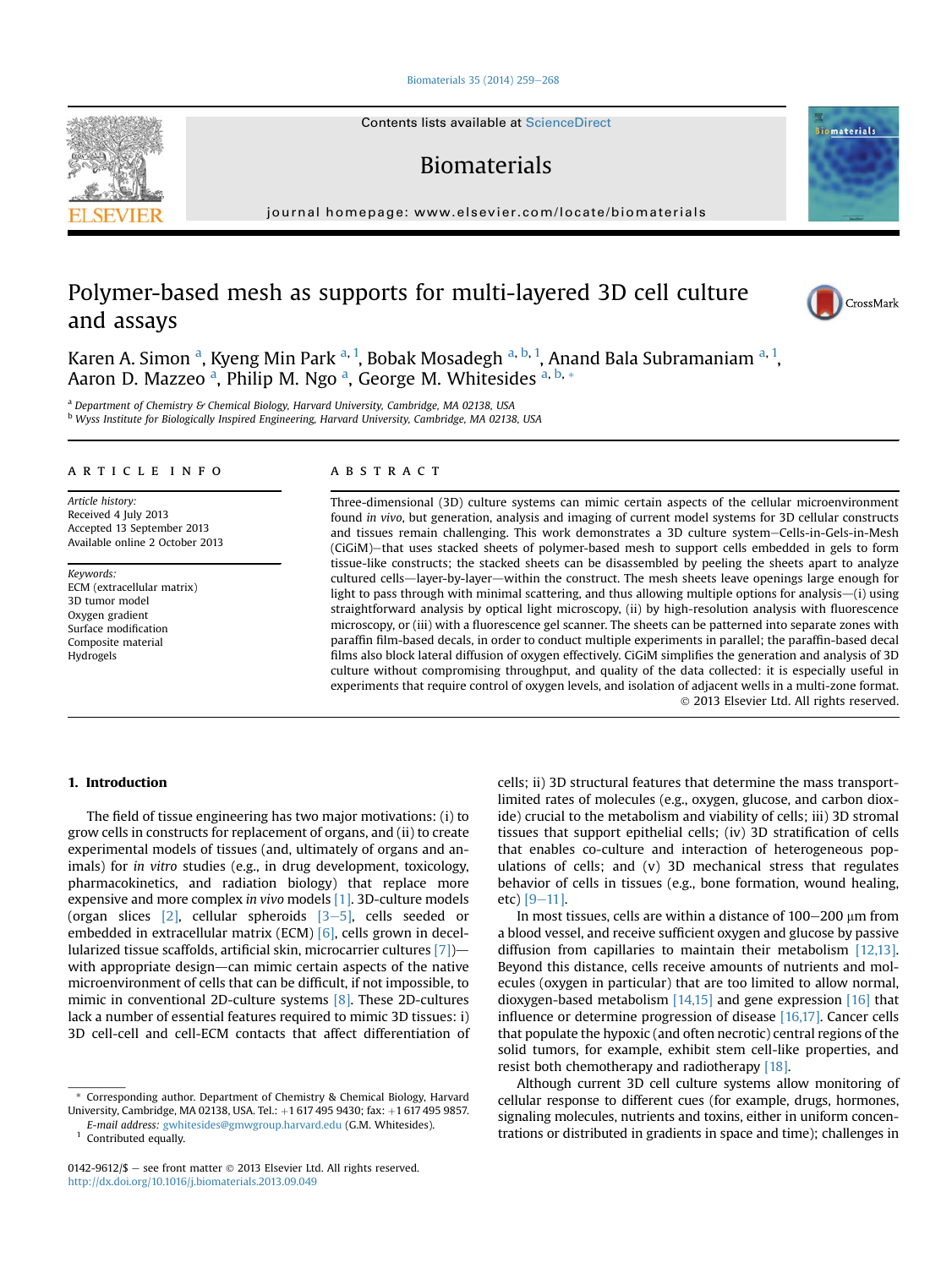Contents lists available at ScienceDirect

# Biomaterials

journal homepage: www.elsevier.com/locate/biomaterials

# Polymer-based mesh as supports for multi-layered 3D cell culture and assays

Karen A. Simon [a], Kyeng Min Park [a,1], Bobak Mosadegh [a,b,1], Anand Bala Subramaniam [a,1], Aaron D. Mazzeo [a], Philip M. Ngo [a], George M. Whitesides [a,b,*]

[a] Department of Chemistry & Chemical Biology, Harvard University, Cambridge, MA 02138, USA
[b] Wyss Institute for Biologically Inspired Engineering, Harvard University, Cambridge, MA 02138, USA

**ARTICLE INFO**

*Article history:*
Received 4 July 2013
Accepted 13 September 2013
Available online 2 October 2013

*Keywords:*
ECM (extracellular matrix)
3D tumor model
Oxygen gradient
Surface modification
Composite material
Hydrogels

**ABSTRACT**

Three-dimensional (3D) culture systems can mimic certain aspects of the cellular microenvironment found *in vivo*, but generation, analysis and imaging of current model systems for 3D cellular constructs and tissues remain challenging. This work demonstrates a 3D culture system—Cells-in-Gels-in-Mesh (CiGiM)—that uses stacked sheets of polymer-based mesh to support cells embedded in gels to form tissue-like constructs; the stacked sheets can be disassembled by peeling the sheets apart to analyze cultured cells—layer-by-layer—within the construct. The mesh sheets leave openings large enough for light to pass through with minimal scattering, and thus allowing multiple options for analysis—(i) using straightforward analysis by optical light microscopy, (ii) by high-resolution analysis with fluorescence microscopy, or (iii) with a fluorescence gel scanner. The sheets can be patterned into separate zones with paraffin film-based decals, in order to conduct multiple experiments in parallel; the paraffin-based decal films also block lateral diffusion of oxygen effectively. CiGiM simplifies the generation and analysis of 3D culture without compromising throughput, and quality of the data collected: it is especially useful in experiments that require control of oxygen levels, and isolation of adjacent wells in a multi-zone format.

© 2013 Elsevier Ltd. All rights reserved.

## 1. Introduction

The field of tissue engineering has two major motivations: (i) to grow cells in constructs for replacement of organs, and (ii) to create experimental models of tissues (and, ultimately of organs and animals) for *in vitro* studies (e.g., in drug development, toxicology, pharmacokinetics, and radiation biology) that replace more expensive and more complex *in vivo* models [1]. 3D-culture models (organ slices [2], cellular spheroids [3–5], cells seeded or embedded in extracellular matrix (ECM) [6], cells grown in decellularized tissue scaffolds, artificial skin, microcarrier cultures [7])—with appropriate design—can mimic certain aspects of the native microenvironment of cells that can be difficult, if not impossible, to mimic in conventional 2D-culture systems [8]. These 2D-cultures lack a number of essential features required to mimic 3D tissues: i) 3D cell-cell and cell-ECM contacts that affect differentiation of cells; ii) 3D structural features that determine the mass transport-limited rates of molecules (e.g., oxygen, glucose, and carbon dioxide) crucial to the metabolism and viability of cells; iii) 3D stromal tissues that support epithelial cells; (iv) 3D stratification of cells that enables co-culture and interaction of heterogeneous populations of cells; and (v) 3D mechanical stress that regulates behavior of cells in tissues (e.g., bone formation, wound healing, etc) [9–11].

In most tissues, cells are within a distance of 100–200 μm from a blood vessel, and receive sufficient oxygen and glucose by passive diffusion from capillaries to maintain their metabolism [12,13]. Beyond this distance, cells receive amounts of nutrients and molecules (oxygen in particular) that are too limited to allow normal, dioxygen-based metabolism [14,15] and gene expression [16] that influence or determine progression of disease [16,17]. Cancer cells that populate the hypoxic (and often necrotic) central regions of the solid tumors, for example, exhibit stem cell-like properties, and resist both chemotherapy and radiotherapy [18].

Although current 3D cell culture systems allow monitoring of cellular response to different cues (for example, drugs, hormones, signaling molecules, nutrients and toxins, either in uniform concentrations or distributed in gradients in space and time); challenges in

* Corresponding author. Department of Chemistry & Chemical Biology, Harvard University, Cambridge, MA 02138, USA. Tel.: +1 617 495 9430; fax: +1 617 495 9857.
*E-mail address:* gwhitesides@gmwgroup.harvard.edu (G.M. Whitesides).
[1] Contributed equally.

0142-9612/$ – see front matter © 2013 Elsevier Ltd. All rights reserved.
http://dx.doi.org/10.1016/j.biomaterials.2013.09.049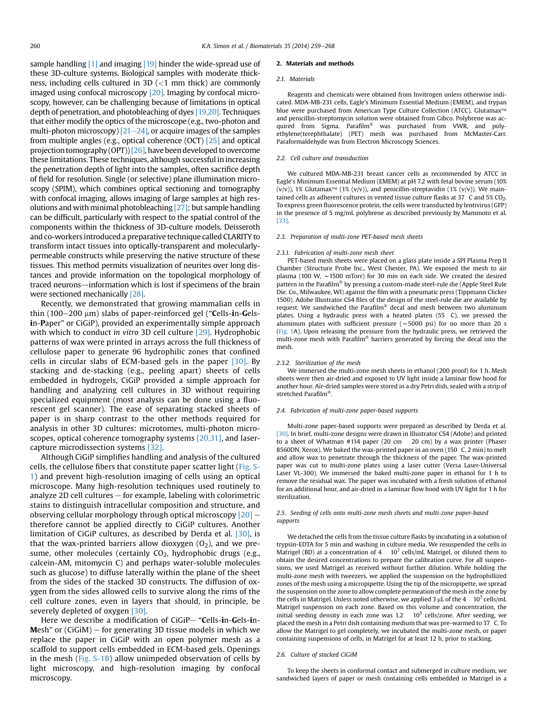sample handling [1] and imaging [19] hinder the wide-spread use of these 3D-culture systems. Biological samples with moderate thickness, including cells cultured in 3D (<1 mm thick) are commonly imaged using confocal microscopy [20]. Imaging by confocal microscopy, however, can be challenging because of limitations in optical depth of penetration, and photobleaching of dyes [19,20]. Techniques that either modify the optics of the microscope (e.g., two-photon and multi-photon microscopy) [21–24], or acquire images of the samples from multiple angles (e.g., optical coherence (OCT) [25] and optical projection tomography (OPT)) [26], have been developed to overcome these limitations. These techniques, although successful in increasing the penetration depth of light into the samples, often sacrifice depth of field for resolution. Single (or selective) plane illumination microscopy (SPIM), which combines optical sectioning and tomography with confocal imaging, allows imaging of large samples at high resolutions and with minimal photobleaching [27]; but sample handling can be difficult, particularly with respect to the spatial control of the components within the thickness of 3D-culture models. Deisseroth and co-workers introduced a preparative technique called CLARITY to transform intact tissues into optically-transparent and molecularly-permeable constructs while preserving the native structure of these tissues. This method permits visualization of neurites over long distances and provide information on the topological morphology of traced neurons—information which is lost if specimens of the brain were sectioned mechanically [28].

Recently, we demonstrated that growing mammalian cells in thin (100–200 μm) slabs of paper-reinforced gel ("**C**ells-**i**n-**G**els-**i**n-**P**aper" or CiGiP), provided an experimentally simple approach with which to conduct *in vitro* 3D cell culture [29]. Hydrophobic patterns of wax were printed in arrays across the full thickness of cellulose paper to generate 96 hydrophilic zones that confined cells in circular slabs of ECM-based gels in the paper [30]. By stacking and de-stacking (e.g., peeling apart) sheets of cells embedded in hydrogels, CiGiP provided a simple approach for handling and analyzing cell cultures in 3D without requiring specialized equipment (most analysis can be done using a fluorescent gel scanner). The ease of separating stacked sheets of paper is in sharp contrast to the other methods required for analysis in other 3D cultures: microtomes, multi-photon microscopes, optical coherence tomography systems [20,31], and laser-capture microdissection systems [32].

Although CiGiP simplifies handling and analysis of the cultured cells, the cellulose fibers that constitute paper scatter light (Fig. S-1) and prevent high-resolution imaging of cells using an optical microscope. Many high-resolution techniques used routinely to analyze 2D cell cultures – for example, labeling with colorimetric stains to distinguish intracellular composition and structure, and observing cellular morphology through optical microscopy [20] – therefore cannot be applied directly to CiGiP cultures. Another limitation of CiGiP cultures, as described by Derda et al. [30], is that the wax-printed barriers allow dioxygen ($O_2$), and we presume, other molecules (certainly $CO_2$, hydrophobic drugs (e.g., calcein-AM, mitomycin C) and perhaps water-soluble molecules such as glucose) to diffuse laterally within the plane of the sheet from the sides of the stacked 3D constructs. The diffusion of oxygen from the sides allowed cells to survive along the rims of the cell culture zones, even in layers that should, in principle, be severely depleted of oxygen [30].

Here we describe a modification of CiGiP– "**C**ells-**i**n-**G**els-**i**n-**M**esh" or (CiGiM) – for generating 3D tissue models in which we replace the paper in CiGiP with an open polymer mesh as a scaffold to support cells embedded in ECM-based gels. Openings in the mesh (Fig. S-1B) allow unimpeded observation of cells by light microscopy, and high-resolution imaging by confocal microscopy.

## 2. Materials and methods

### 2.1. Materials

Reagents and chemicals were obtained from Invitrogen unless otherwise indicated. MDA-MB-231 cells, Eagle's Minimum Essential Medium (EMEM), and trypan blue were purchased from American Type Culture Collection (ATCC). Glutamax™ and penicillin-streptomycin solution were obtained from Gibco. Polybrene was acquired from Sigma. Parafilm® was purchased from VWR, and polyethylene(terephthalate) (PET) mesh was purchased from McMaster-Carr. Paraformaldehyde was from Electron Microscopy Sciences.

### 2.2. Cell culture and transduction

We cultured MDA-MB-231 breast cancer cells as recommended by ATCC in Eagle's Minimum Essential Medium (EMEM) at pH 7.2 with fetal bovine serum (10% (v/v)), 1% Glutamax™ (1% (v/v)), and penicillin-streptavidin (1% (v/v)). We maintained cells as adherent cultures in vented tissue culture flasks at 37 °C and 5% $CO_2$. To express green fluorescence protein, the cells were transducted by lentivirus (GFP) in the presence of 5 mg/mL polybrene as described previously by Mammoto et al. [33].

### 2.3. Preparation of multi-zone PET-based mesh sheets

#### 2.3.1. Fabrication of multi-zone mesh sheet

PET-based mesh sheets were placed on a glass plate inside a SPI Plasma Prep II Chamber (Structure Probe Inc., West Chester, PA). We exposed the mesh to air plasma (100 W, ~1500 mTorr) for 30 min on each side. We created the desired pattern in the Parafilm® by pressing a custom-made steel-rule die (Apple Steel Rule Die. Co., Milwaukee, WI) against the film with a pneumatic press (Tippmann Clicker 1500). Adobe Illustrator CS4 files of the design of the steel-rule die are available by request. We sandwiched the Parafilm® decal and mesh between two aluminum plates. Using a hydraulic press with a heated platen (55 °C), we pressed the aluminum plates with sufficient pressure (~5000 psi) for no more than 20 s (Fig. 1A). Upon releasing the pressure from the hydraulic press, we retrieved the multi-zone mesh with Parafilm® barriers generated by forcing the decal into the mesh.

#### 2.3.2. Sterilization of the mesh

We immersed the multi-zone mesh sheets in ethanol (200 proof) for 1 h. Mesh sheets were then air-dried and exposed to UV light inside a laminar flow hood for another hour. Air-dried samples were stored in a dry Petri dish, sealed with a strip of stretched Parafilm®.

### 2.4. Fabrication of multi-zone paper-based supports

Multi-zone paper-based supports were prepared as described by Derda et al. [30]. In brief, multi-zone designs were drawn in Illustrator CS4 (Adobe) and printed to a sheet of Whatman #114 paper (20 cm × 20 cm) by a wax printer (Phaser 8560DN, Xerox). We baked the wax-printed paper in an oven (150 °C, 2 min) to melt and allow wax to penetrate through the thickness of the paper. The wax-printed paper was cut to multi-zone plates using a laser cutter (Versa Laser-Universal Laser VL-300). We immersed the baked multi-zone paper in ethanol for 1 h to remove the residual wax. The paper was incubated with a fresh solution of ethanol for an additional hour, and air-dried in a laminar flow hood with UV light for 1 h for sterilization.

### 2.5. Seeding of cells onto multi-zone mesh sheets and multi-zone paper-based supports

We detached the cells from the tissue culture flasks by incubating in a solution of trypsin-EDTA for 5 min and washing in culture media. We resuspended the cells in Matrigel (BD) at a concentration of $4 \times 10^7$ cells/mL Matrigel, or diluted them to obtain the desired concentrations to prepare the calibration curve. For all suspensions, we used Matrigel as received without further dilution. While holding the multi-zone mesh with tweezers, we applied the suspension on the hydrophillized zones of the mesh using a micropipette. Using the tip of the micropipette, we spread the suspension on the zone to allow complete permeation of the mesh in the zone by the cells in Matrigel. Unless noted otherwise, we applied 3 μL of the $4 \times 10^7$ cells/mL Matrigel suspension on each zone. Based on this volume and concentration, the initial seeding density in each zone was $1.2 \times 10^5$ cells/zone. After seeding, we placed the mesh in a Petri dish containing medium that was pre-warmed to 37 °C. To allow the Matrigel to gel completely, we incubated the multi-zone mesh, or paper containing suspensions of cells, in Matrigel for at least 12 h, prior to stacking.

### 2.6. Culture of stacked CiGiM

To keep the sheets in conformal contact and submerged in culture medium, we sandwiched layers of paper or mesh containing cells embedded in Matrigel in a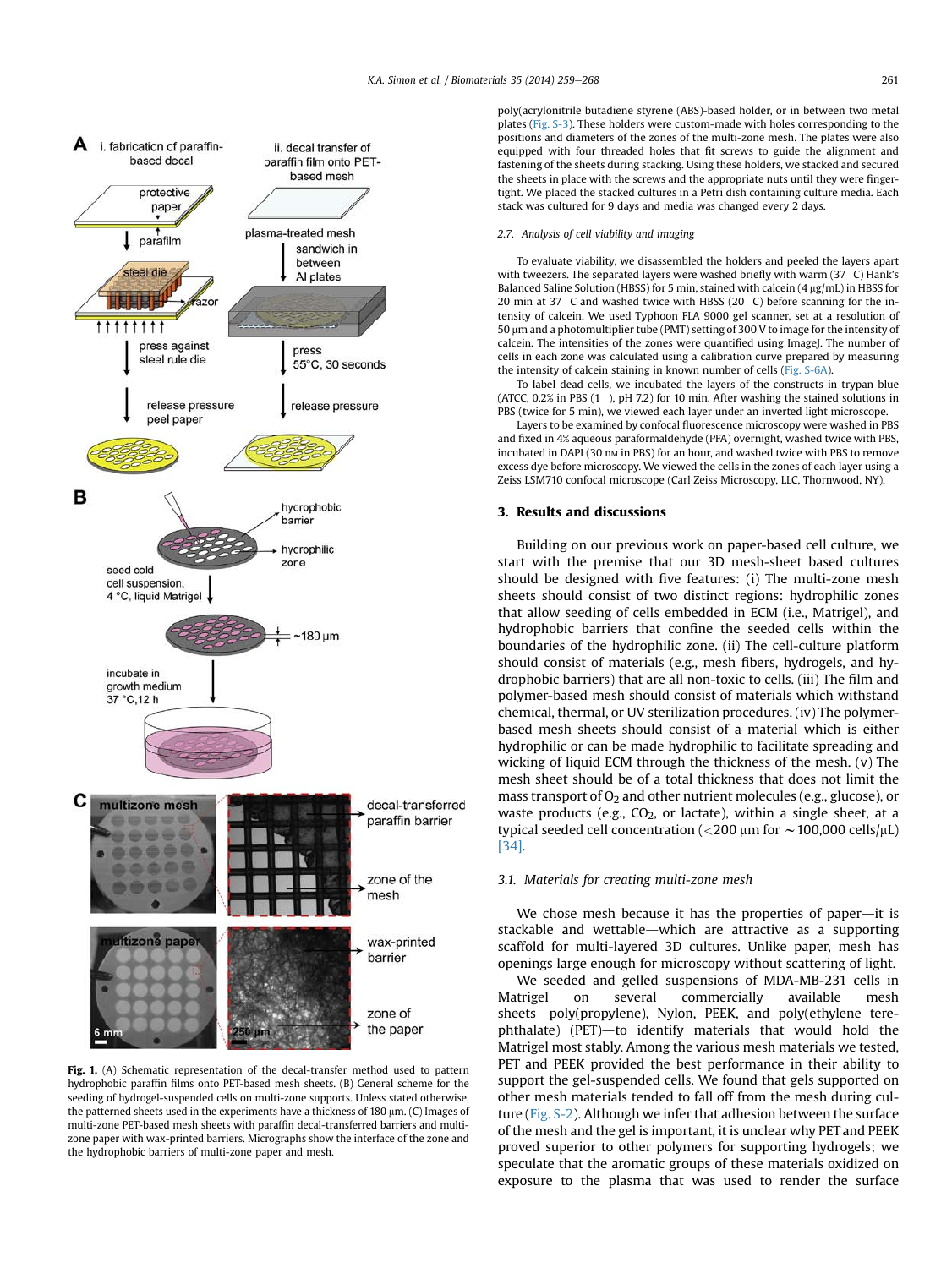poly(acrylonitrile butadiene styrene (ABS)-based holder, or in between two metal plates (Fig. S-3). These holders were custom-made with holes corresponding to the positions and diameters of the zones of the multi-zone mesh. The plates were also equipped with four threaded holes that fit screws to guide the alignment and fastening of the sheets during stacking. Using these holders, we stacked and secured the sheets in place with the screws and the appropriate nuts until they were finger-tight. We placed the stacked cultures in a Petri dish containing culture media. Each stack was cultured for 9 days and media was changed every 2 days.

### 2.7. Analysis of cell viability and imaging

To evaluate viability, we disassembled the holders and peeled the layers apart with tweezers. The separated layers were washed briefly with warm (37 °C) Hank's Balanced Saline Solution (HBSS) for 5 min, stained with calcein (4 μg/mL) in HBSS for 20 min at 37 °C and washed twice with HBSS (20 °C) before scanning for the intensity of calcein. We used Typhoon FLA 9000 gel scanner, set at a resolution of 50 μm and a photomultiplier tube (PMT) setting of 300 V to image for the intensity of calcein. The intensities of the zones were quantified using ImageJ. The number of cells in each zone was calculated using a calibration curve prepared by measuring the intensity of calcein staining in known number of cells (Fig. S-6A).

To label dead cells, we incubated the layers of the constructs in trypan blue (ATCC, 0.2% in PBS (1×), pH 7.2) for 10 min. After washing the stained solutions in PBS (twice for 5 min), we viewed each layer under an inverted light microscope.

Layers to be examined by confocal fluorescence microscopy were washed in PBS and fixed in 4% aqueous paraformaldehyde (PFA) overnight, washed twice with PBS, incubated in DAPI (30 nM in PBS) for an hour, and washed twice with PBS to remove excess dye before microscopy. We viewed the cells in the zones of each layer using a Zeiss LSM710 confocal microscope (Carl Zeiss Microscopy, LLC, Thornwood, NY).

## 3. Results and discussions

Building on our previous work on paper-based cell culture, we start with the premise that our 3D mesh-sheet based cultures should be designed with five features: (i) The multi-zone mesh sheets should consist of two distinct regions: hydrophilic zones that allow seeding of cells embedded in ECM (i.e., Matrigel), and hydrophobic barriers that confine the seeded cells within the boundaries of the hydrophilic zone. (ii) The cell-culture platform should consist of materials (e.g., mesh fibers, hydrogels, and hydrophobic barriers) that are all non-toxic to cells. (iii) The film and polymer-based mesh should consist of materials which withstand chemical, thermal, or UV sterilization procedures. (iv) The polymer-based mesh sheets should consist of a material which is either hydrophilic or can be made hydrophilic to facilitate spreading and wicking of liquid ECM through the thickness of the mesh. (v) The mesh sheet should be of a total thickness that does not limit the mass transport of $O_2$ and other nutrient molecules (e.g., glucose), or waste products (e.g., $CO_2$, or lactate), within a single sheet, at a typical seeded cell concentration (<200 μm for ~100,000 cells/μL) [34].

### 3.1. Materials for creating multi-zone mesh

We chose mesh because it has the properties of paper—it is stackable and wettable—which are attractive as a supporting scaffold for multi-layered 3D cultures. Unlike paper, mesh has openings large enough for microscopy without scattering of light.

We seeded and gelled suspensions of MDA-MB-231 cells in Matrigel on several commercially available mesh sheets—poly(propylene), Nylon, PEEK, and poly(ethylene terephthalate) (PET)—to identify materials that would hold the Matrigel most stably. Among the various mesh materials we tested, PET and PEEK provided the best performance in their ability to support the gel-suspended cells. We found that gels supported on other mesh materials tended to fall off from the mesh during culture (Fig. S-2). Although we infer that adhesion between the surface of the mesh and the gel is important, it is unclear why PET and PEEK proved superior to other polymers for supporting hydrogels; we speculate that the aromatic groups of these materials oxidized on exposure to the plasma that was used to render the surface

**Fig. 1.** (A) Schematic representation of the decal-transfer method used to pattern hydrophobic paraffin films onto PET-based mesh sheets. (B) General scheme for the seeding of hydrogel-suspended cells on multi-zone supports. Unless stated otherwise, the patterned sheets used in the experiments have a thickness of 180 μm. (C) Images of multi-zone PET-based mesh sheets with paraffin decal-transferred barriers and multi-zone paper with wax-printed barriers. Micrographs show the interface of the zone and the hydrophobic barriers of multi-zone paper and mesh.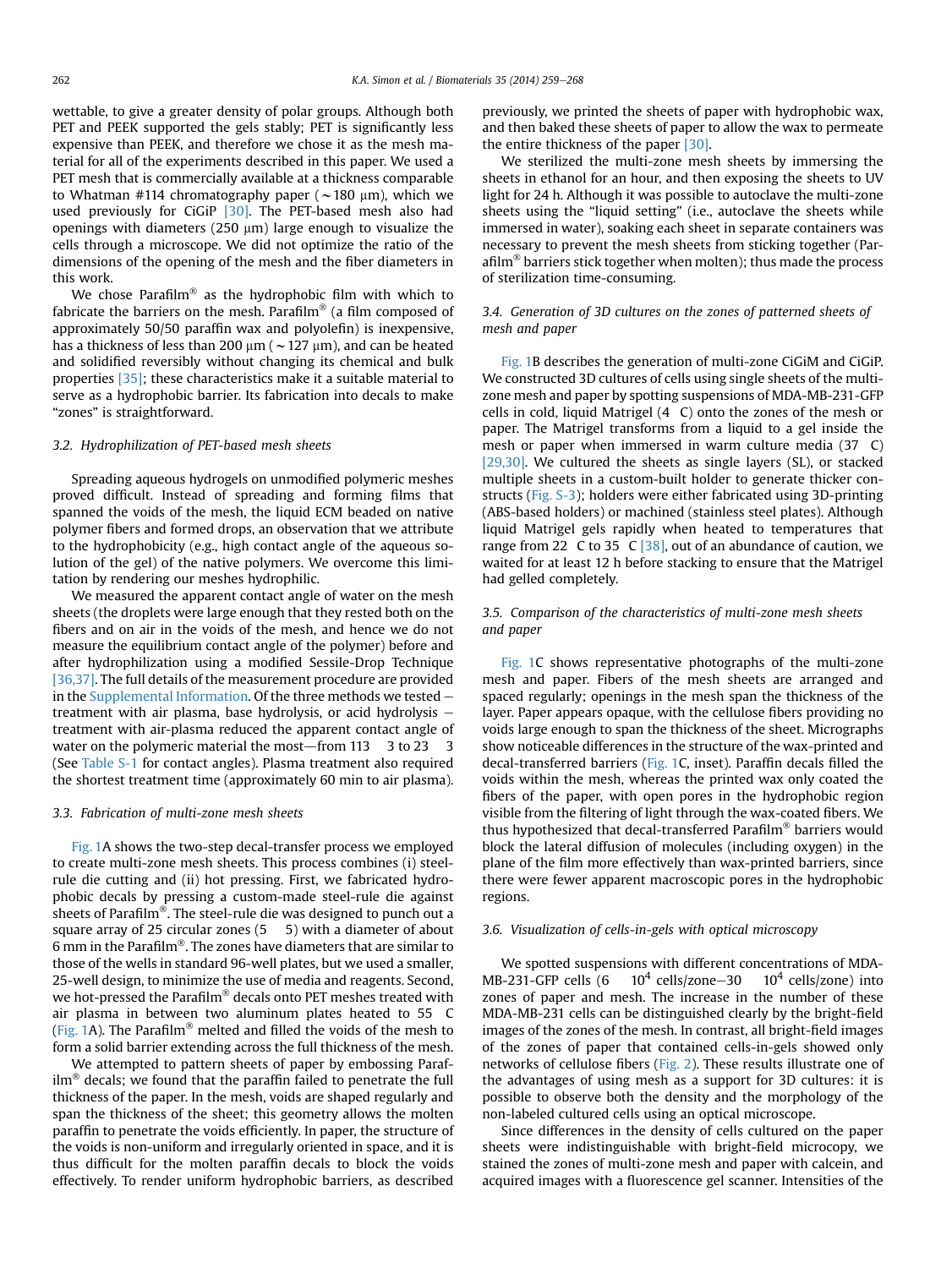wettable, to give a greater density of polar groups. Although both PET and PEEK supported the gels stably; PET is significantly less expensive than PEEK, and therefore we chose it as the mesh material for all of the experiments described in this paper. We used a PET mesh that is commercially available at a thickness comparable to Whatman #114 chromatography paper (~180 μm), which we used previously for CiGiP [30]. The PET-based mesh also had openings with diameters (250 μm) large enough to visualize the cells through a microscope. We did not optimize the ratio of the dimensions of the opening of the mesh and the fiber diameters in this work.

We chose Parafilm® as the hydrophobic film with which to fabricate the barriers on the mesh. Parafilm® (a film composed of approximately 50/50 paraffin wax and polyolefin) is inexpensive, has a thickness of less than 200 μm (~127 μm), and can be heated and solidified reversibly without changing its chemical and bulk properties [35]; these characteristics make it a suitable material to serve as a hydrophobic barrier. Its fabrication into decals to make "zones" is straightforward.

### 3.2. Hydrophilization of PET-based mesh sheets

Spreading aqueous hydrogels on unmodified polymeric meshes proved difficult. Instead of spreading and forming films that spanned the voids of the mesh, the liquid ECM beaded on native polymer fibers and formed drops, an observation that we attribute to the hydrophobicity (e.g., high contact angle of the aqueous solution of the gel) of the native polymers. We overcome this limitation by rendering our meshes hydrophilic.

We measured the apparent contact angle of water on the mesh sheets (the droplets were large enough that they rested both on the fibers and on air in the voids of the mesh, and hence we do not measure the equilibrium contact angle of the polymer) before and after hydrophilization using a modified Sessile-Drop Technique [36,37]. The full details of the measurement procedure are provided in the Supplemental Information. Of the three methods we tested — treatment with air plasma, base hydrolysis, or acid hydrolysis — treatment with air-plasma reduced the apparent contact angle of water on the polymeric material the most—from 113 ± 3 to 23 ± 3 (See Table S-1 for contact angles). Plasma treatment also required the shortest treatment time (approximately 60 min to air plasma).

### 3.3. Fabrication of multi-zone mesh sheets

Fig. 1A shows the two-step decal-transfer process we employed to create multi-zone mesh sheets. This process combines (i) steel-rule die cutting and (ii) hot pressing. First, we fabricated hydrophobic decals by pressing a custom-made steel-rule die against sheets of Parafilm®. The steel-rule die was designed to punch out a square array of 25 circular zones (5 × 5) with a diameter of about 6 mm in the Parafilm®. The zones have diameters that are similar to those of the wells in standard 96-well plates, but we used a smaller, 25-well design, to minimize the use of media and reagents. Second, we hot-pressed the Parafilm® decals onto PET meshes treated with air plasma in between two aluminum plates heated to 55 °C (Fig. 1A). The Parafilm® melted and filled the voids of the mesh to form a solid barrier extending across the full thickness of the mesh.

We attempted to pattern sheets of paper by embossing Parafilm® decals; we found that the paraffin failed to penetrate the full thickness of the paper. In the mesh, voids are shaped regularly and span the thickness of the sheet; this geometry allows the molten paraffin to penetrate the voids efficiently. In paper, the structure of the voids is non-uniform and irregularly oriented in space, and it is thus difficult for the molten paraffin decals to block the voids effectively. To render uniform hydrophobic barriers, as described previously, we printed the sheets of paper with hydrophobic wax, and then baked these sheets of paper to allow the wax to permeate the entire thickness of the paper [30].

We sterilized the multi-zone mesh sheets by immersing the sheets in ethanol for an hour, and then exposing the sheets to UV light for 24 h. Although it was possible to autoclave the multi-zone sheets using the "liquid setting" (i.e., autoclave the sheets while immersed in water), soaking each sheet in separate containers was necessary to prevent the mesh sheets from sticking together (Parafilm® barriers stick together when molten); thus made the process of sterilization time-consuming.

### 3.4. Generation of 3D cultures on the zones of patterned sheets of mesh and paper

Fig. 1B describes the generation of multi-zone CiGiM and CiGiP. We constructed 3D cultures of cells using single sheets of the multi-zone mesh and paper by spotting suspensions of MDA-MB-231-GFP cells in cold, liquid Matrigel (4 °C) onto the zones of the mesh or paper. The Matrigel transforms from a liquid to a gel inside the mesh or paper when immersed in warm culture media (37 °C) [29,30]. We cultured the sheets as single layers (SL), or stacked multiple sheets in a custom-built holder to generate thicker constructs (Fig. S-3); holders were either fabricated using 3D-printing (ABS-based holders) or machined (stainless steel plates). Although liquid Matrigel gels rapidly when heated to temperatures that range from 22 °C to 35 °C [38], out of an abundance of caution, we waited for at least 12 h before stacking to ensure that the Matrigel had gelled completely.

### 3.5. Comparison of the characteristics of multi-zone mesh sheets and paper

Fig. 1C shows representative photographs of the multi-zone mesh and paper. Fibers of the mesh sheets are arranged and spaced regularly; openings in the mesh span the thickness of the layer. Paper appears opaque, with the cellulose fibers providing no voids large enough to span the thickness of the sheet. Micrographs show noticeable differences in the structure of the wax-printed and decal-transferred barriers (Fig. 1C, inset). Paraffin decals filled the voids within the mesh, whereas the printed wax only coated the fibers of the paper, with open pores in the hydrophobic region visible from the filtering of light through the wax-coated fibers. We thus hypothesized that decal-transferred Parafilm® barriers would block the lateral diffusion of molecules (including oxygen) in the plane of the film more effectively than wax-printed barriers, since there were fewer apparent macroscopic pores in the hydrophobic regions.

### 3.6. Visualization of cells-in-gels with optical microscopy

We spotted suspensions with different concentrations of MDA-MB-231-GFP cells ($6 \times 10^4$ cells/zone–$30 \times 10^4$ cells/zone) into zones of paper and mesh. The increase in the number of these MDA-MB-231 cells can be distinguished clearly by the bright-field images of the zones of the mesh. In contrast, all bright-field images of the zones of paper that contained cells-in-gels showed only networks of cellulose fibers (Fig. 2). These results illustrate one of the advantages of using mesh as a support for 3D cultures: it is possible to observe both the density and the morphology of the non-labeled cultured cells using an optical microscope.

Since differences in the density of cells cultured on the paper sheets were indistinguishable with bright-field microcopy, we stained the zones of multi-zone mesh and paper with calcein, and acquired images with a fluorescence gel scanner. Intensities of the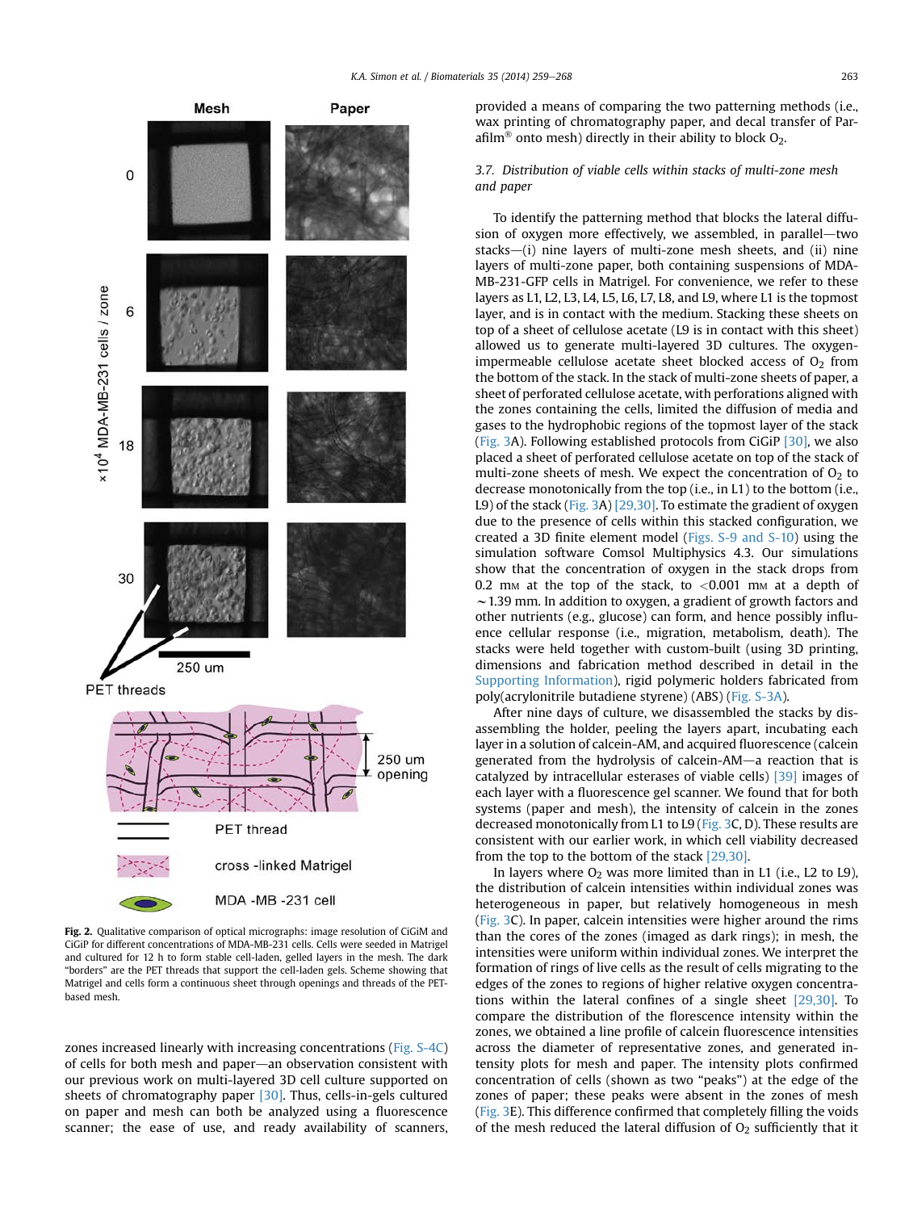Fig. 2. Qualitative comparison of optical micrographs: image resolution of CiGiM and CiGiP for different concentrations of MDA-MB-231 cells. Cells were seeded in Matrigel and cultured for 12 h to form stable cell-laden, gelled layers in the mesh. The dark "borders" are the PET threads that support the cell-laden gels. Scheme showing that Matrigel and cells form a continuous sheet through openings and threads of the PET-based mesh.

zones increased linearly with increasing concentrations (Fig. S-4C) of cells for both mesh and paper—an observation consistent with our previous work on multi-layered 3D cell culture supported on sheets of chromatography paper [30]. Thus, cells-in-gels cultured on paper and mesh can both be analyzed using a fluorescence scanner; the ease of use, and ready availability of scanners, provided a means of comparing the two patterning methods (i.e., wax printing of chromatography paper, and decal transfer of Parafilm® onto mesh) directly in their ability to block $O_2$.

### 3.7. Distribution of viable cells within stacks of multi-zone mesh and paper

To identify the patterning method that blocks the lateral diffusion of oxygen more effectively, we assembled, in parallel—two stacks—(i) nine layers of multi-zone mesh sheets, and (ii) nine layers of multi-zone paper, both containing suspensions of MDA-MB-231-GFP cells in Matrigel. For convenience, we refer to these layers as L1, L2, L3, L4, L5, L6, L7, L8, and L9, where L1 is the topmost layer, and is in contact with the medium. Stacking these sheets on top of a sheet of cellulose acetate (L9 is in contact with this sheet) allowed us to generate multi-layered 3D cultures. The oxygen-impermeable cellulose acetate sheet blocked access of $O_2$ from the bottom of the stack. In the stack of multi-zone sheets of paper, a sheet of perforated cellulose acetate, with perforations aligned with the zones containing the cells, limited the diffusion of media and gases to the hydrophobic regions of the topmost layer of the stack (Fig. 3A). Following established protocols from CiGiP [30], we also placed a sheet of perforated cellulose acetate on top of the stack of multi-zone sheets of mesh. We expect the concentration of $O_2$ to decrease monotonically from the top (i.e., in L1) to the bottom (i.e., L9) of the stack (Fig. 3A) [29,30]. To estimate the gradient of oxygen due to the presence of cells within this stacked configuration, we created a 3D finite element model (Figs. S-9 and S-10) using the simulation software Comsol Multiphysics 4.3. Our simulations show that the concentration of oxygen in the stack drops from 0.2 mM at the top of the stack, to <0.001 mM at a depth of ~1.39 mm. In addition to oxygen, a gradient of growth factors and other nutrients (e.g., glucose) can form, and hence possibly influence cellular response (i.e., migration, metabolism, death). The stacks were held together with custom-built (using 3D printing, dimensions and fabrication method described in detail in the Supporting Information), rigid polymeric holders fabricated from poly(acrylonitrile butadiene styrene) (ABS) (Fig. S-3A).

After nine days of culture, we disassembled the stacks by disassembling the holder, peeling the layers apart, incubating each layer in a solution of calcein-AM, and acquired fluorescence (calcein generated from the hydrolysis of calcein-AM—a reaction that is catalyzed by intracellular esterases of viable cells) [39] images of each layer with a fluorescence gel scanner. We found that for both systems (paper and mesh), the intensity of calcein in the zones decreased monotonically from L1 to L9 (Fig. 3C, D). These results are consistent with our earlier work, in which cell viability decreased from the top to the bottom of the stack [29,30].

In layers where $O_2$ was more limited than in L1 (i.e., L2 to L9), the distribution of calcein intensities within individual zones was heterogeneous in paper, but relatively homogeneous in mesh (Fig. 3C). In paper, calcein intensities were higher around the rims than the cores of the zones (imaged as dark rings); in mesh, the intensities were uniform within individual zones. We interpret the formation of rings of live cells as the result of cells migrating to the edges of the zones to regions of higher relative oxygen concentrations within the lateral confines of a single sheet [29,30]. To compare the distribution of the florescence intensity within the zones, we obtained a line profile of calcein fluorescence intensities across the diameter of representative zones, and generated intensity plots for mesh and paper. The intensity plots confirmed concentration of cells (shown as two "peaks") at the edge of the zones of paper; these peaks were absent in the zones of mesh (Fig. 3E). This difference confirmed that completely filling the voids of the mesh reduced the lateral diffusion of $O_2$ sufficiently that it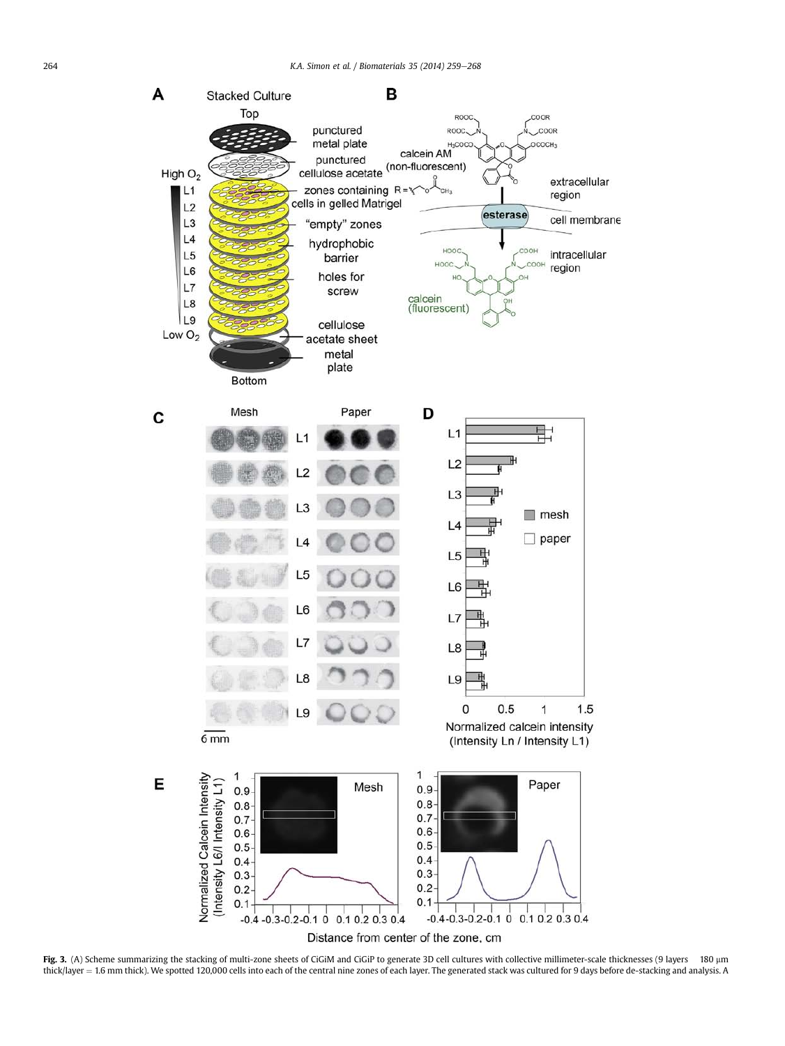**Fig. 3.** (A) Scheme summarizing the stacking of multi-zone sheets of CiGiM and CiGiP to generate 3D cell cultures with collective millimeter-scale thicknesses (9 layers × 180 μm thick/layer = 1.6 mm thick). We spotted 120,000 cells into each of the central nine zones of each layer. The generated stack was cultured for 9 days before de-stacking and analysis. A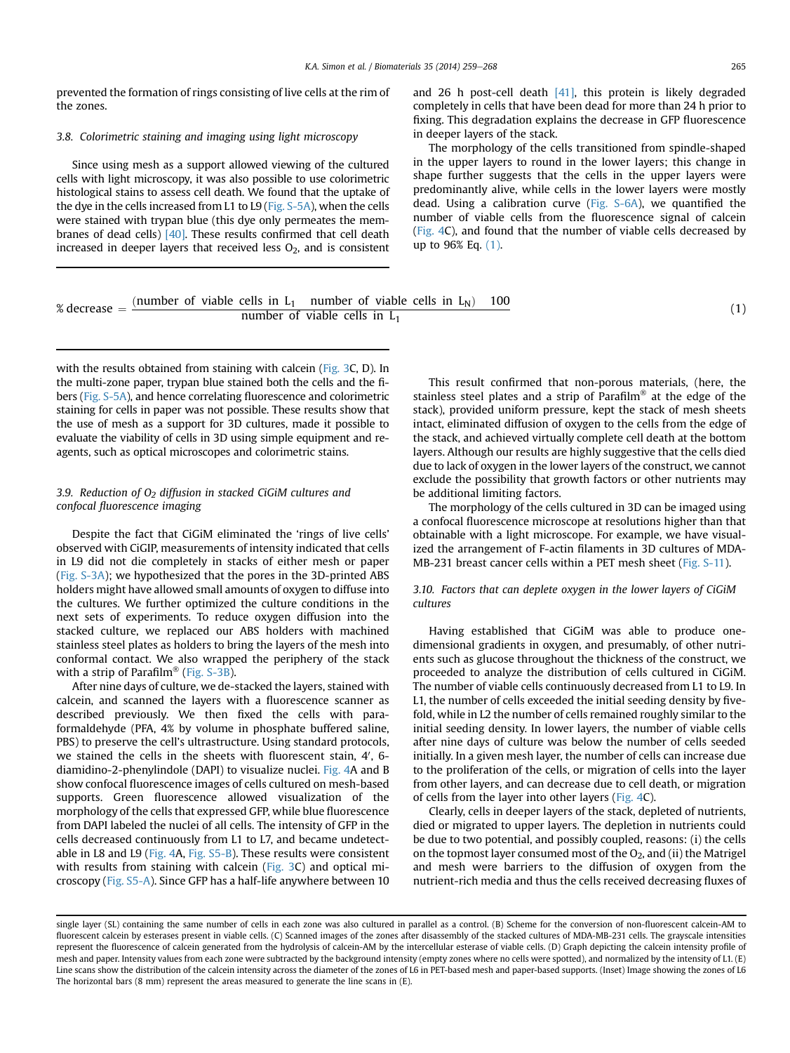prevented the formation of rings consisting of live cells at the rim of the zones.

### 3.8. Colorimetric staining and imaging using light microscopy

Since using mesh as a support allowed viewing of the cultured cells with light microscopy, it was also possible to use colorimetric histological stains to assess cell death. We found that the uptake of the dye in the cells increased from L1 to L9 (Fig. S-5A), when the cells were stained with trypan blue (this dye only permeates the membranes of dead cells) [40]. These results confirmed that cell death increased in deeper layers that received less $O_2$, and is consistent with the results obtained from staining with calcein (Fig. 3C, D). In the multi-zone paper, trypan blue stained both the cells and the fibers (Fig. S-5A), and hence correlating fluorescence and colorimetric staining for cells in paper was not possible. These results show that the use of mesh as a support for 3D cultures, made it possible to evaluate the viability of cells in 3D using simple equipment and reagents, such as optical microscopes and colorimetric stains.

### 3.9. Reduction of $O_2$ diffusion in stacked CiGiM cultures and confocal fluorescence imaging

Despite the fact that CiGiM eliminated the 'rings of live cells' observed with CiGiP, measurements of intensity indicated that cells in L9 did not die completely in stacks of either mesh or paper (Fig. S-3A); we hypothesized that the pores in the 3D-printed ABS holders might have allowed small amounts of oxygen to diffuse into the cultures. We further optimized the culture conditions in the next sets of experiments. To reduce oxygen diffusion into the stacked culture, we replaced our ABS holders with machined stainless steel plates as holders to bring the layers of the mesh into conformal contact. We also wrapped the periphery of the stack with a strip of Parafilm® (Fig. S-3B).

After nine days of culture, we de-stacked the layers, stained with calcein, and scanned the layers with a fluorescence scanner as described previously. We then fixed the cells with paraformaldehyde (PFA, 4% by volume in phosphate buffered saline, PBS) to preserve the cell's ultrastructure. Using standard protocols, we stained the cells in the sheets with fluorescent stain, 4′, 6-diamidino-2-phenylindole (DAPI) to visualize nuclei. Fig. 4A and B show confocal fluorescence images of cells cultured on mesh-based supports. Green fluorescence allowed visualization of the morphology of the cells that expressed GFP, while blue fluorescence from DAPI labeled the nuclei of all cells. The intensity of GFP in the cells decreased continuously from L1 to L7, and became undetectable in L8 and L9 (Fig. 4A, Fig. S5-B). These results were consistent with results from staining with calcein (Fig. 3C) and optical microscopy (Fig. S5-A). Since GFP has a half-life anywhere between 10 and 26 h post-cell death [41], this protein is likely degraded completely in cells that have been dead for more than 24 h prior to fixing. This degradation explains the decrease in GFP fluorescence in deeper layers of the stack.

The morphology of the cells transitioned from spindle-shaped in the upper layers to round in the lower layers; this change in shape further suggests that the cells in the upper layers were predominantly alive, while cells in the lower layers were mostly dead. Using a calibration curve (Fig. S-6A), we quantified the number of viable cells from the fluorescence signal of calcein (Fig. 4C), and found that the number of viable cells decreased by up to 96% Eq. (1).

$$\%\ \text{decrease} = \frac{(\text{number of viable cells in } L_1 \quad \text{number of viable cells in } L_N) \quad 100}{\text{number of viable cells in } L_1} \tag{1}$$

This result confirmed that non-porous materials, (here, the stainless steel plates and a strip of Parafilm® at the edge of the stack), provided uniform pressure, kept the stack of mesh sheets intact, eliminated diffusion of oxygen to the cells from the edge of the stack, and achieved virtually complete cell death at the bottom layers. Although our results are highly suggestive that the cells died due to lack of oxygen in the lower layers of the construct, we cannot exclude the possibility that growth factors or other nutrients may be additional limiting factors.

The morphology of the cells cultured in 3D can be imaged using a confocal fluorescence microscope at resolutions higher than that obtainable with a light microscope. For example, we have visualized the arrangement of F-actin filaments in 3D cultures of MDA-MB-231 breast cancer cells within a PET mesh sheet (Fig. S-11).

### 3.10. Factors that can deplete oxygen in the lower layers of CiGiM cultures

Having established that CiGiM was able to produce one-dimensional gradients in oxygen, and presumably, of other nutrients such as glucose throughout the thickness of the construct, we proceeded to analyze the distribution of cells cultured in CiGiM. The number of viable cells continuously decreased from L1 to L9. In L1, the number of cells exceeded the initial seeding density by five-fold, while in L2 the number of cells remained roughly similar to the initial seeding density. In lower layers, the number of viable cells after nine days of culture was below the number of cells seeded initially. In a given mesh layer, the number of cells can increase due to the proliferation of the cells, or migration of cells into the layer from other layers, and can decrease due to cell death, or migration of cells from the layer into other layers (Fig. 4C).

Clearly, cells in deeper layers of the stack, depleted of nutrients, died or migrated to upper layers. The depletion in nutrients could be due to two potential, and possibly coupled, reasons: (i) the cells on the topmost layer consumed most of the $O_2$, and (ii) the Matrigel and mesh were barriers to the diffusion of oxygen from the nutrient-rich media and thus the cells received decreasing fluxes of

single layer (SL) containing the same number of cells in each zone was also cultured in parallel as a control. (B) Scheme for the conversion of non-fluorescent calcein-AM to fluorescent calcein by esterases present in viable cells. (C) Scanned images of the zones after disassembly of the stacked cultures of MDA-MB-231 cells. The grayscale intensities represent the fluorescence of calcein generated from the hydrolysis of calcein-AM by the intercellular esterase of viable cells. (D) Graph depicting the calcein intensity profile of mesh and paper. Intensity values from each zone were subtracted by the background intensity (empty zones where no cells were spotted), and normalized by the intensity of L1. (E) Line scans show the distribution of the calcein intensity across the diameter of the zones of L6 in PET-based mesh and paper-based supports. (Inset) Image showing the zones of L6 The horizontal bars (8 mm) represent the areas measured to generate the line scans in (E).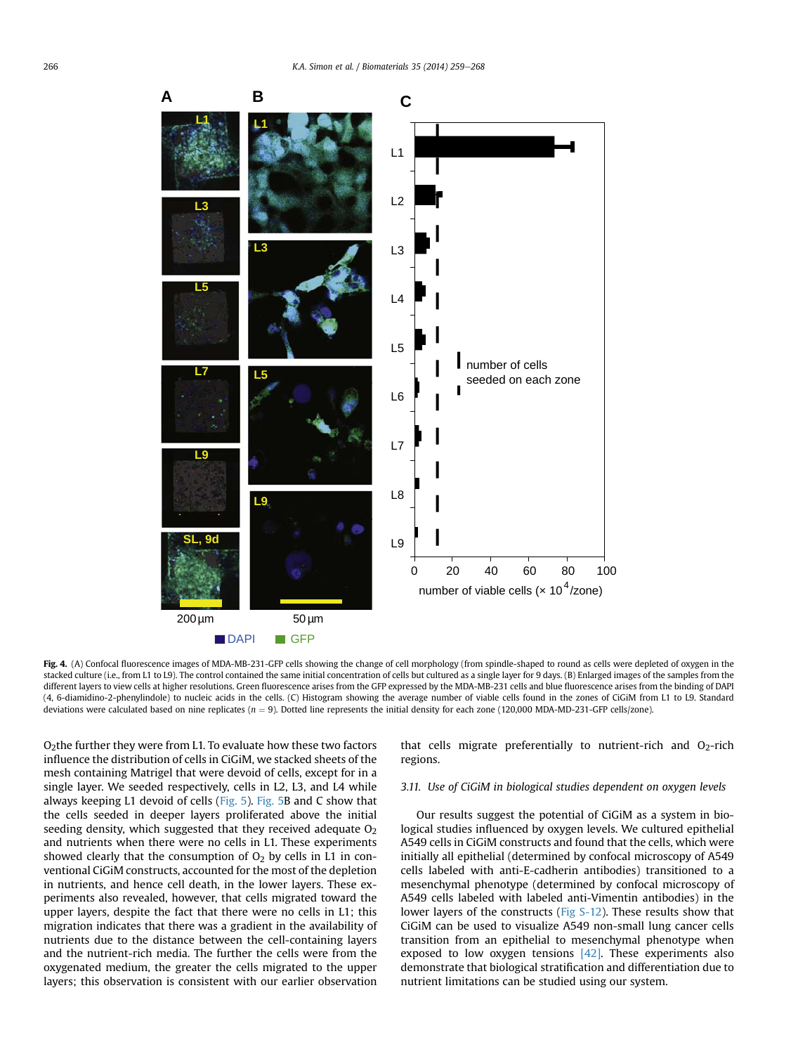**Fig. 4.** (A) Confocal fluorescence images of MDA-MB-231-GFP cells showing the change of cell morphology (from spindle-shaped to round as cells were depleted of oxygen in the stacked culture (i.e., from L1 to L9). The control contained the same initial concentration of cells but cultured as a single layer for 9 days. (B) Enlarged images of the samples from the different layers to view cells at higher resolutions. Green fluorescence arises from the GFP expressed by the MDA-MB-231 cells and blue fluorescence arises from the binding of DAPI (4, 6-diamidino-2-phenylindole) to nucleic acids in the cells. (C) Histogram showing the average number of viable cells found in the zones of CiGiM from L1 to L9. Standard deviations were calculated based on nine replicates ($n = 9$). Dotted line represents the initial density for each zone (120,000 MDA-MD-231-GFP cells/zone).

$O_2$the further they were from L1. To evaluate how these two factors influence the distribution of cells in CiGiM, we stacked sheets of the mesh containing Matrigel that were devoid of cells, except for in a single layer. We seeded respectively, cells in L2, L3, and L4 while always keeping L1 devoid of cells (Fig. 5). Fig. 5B and C show that the cells seeded in deeper layers proliferated above the initial seeding density, which suggested that they received adequate $O_2$ and nutrients when there were no cells in L1. These experiments showed clearly that the consumption of $O_2$ by cells in L1 in conventional CiGiM constructs, accounted for the most of the depletion in nutrients, and hence cell death, in the lower layers. These experiments also revealed, however, that cells migrated toward the upper layers, despite the fact that there were no cells in L1; this migration indicates that there was a gradient in the availability of nutrients due to the distance between the cell-containing layers and the nutrient-rich media. The further the cells were from the oxygenated medium, the greater the cells migrated to the upper layers; this observation is consistent with our earlier observation that cells migrate preferentially to nutrient-rich and $O_2$-rich regions.

### 3.11. Use of CiGiM in biological studies dependent on oxygen levels

Our results suggest the potential of CiGiM as a system in biological studies influenced by oxygen levels. We cultured epithelial A549 cells in CiGiM constructs and found that the cells, which were initially all epithelial (determined by confocal microscopy of A549 cells labeled with anti-E-cadherin antibodies) transitioned to a mesenchymal phenotype (determined by confocal microscopy of A549 cells labeled with labeled anti-Vimentin antibodies) in the lower layers of the constructs (Fig S-12). These results show that CiGiM can be used to visualize A549 non-small lung cancer cells transition from an epithelial to mesenchymal phenotype when exposed to low oxygen tensions [42]. These experiments also demonstrate that biological stratification and differentiation due to nutrient limitations can be studied using our system.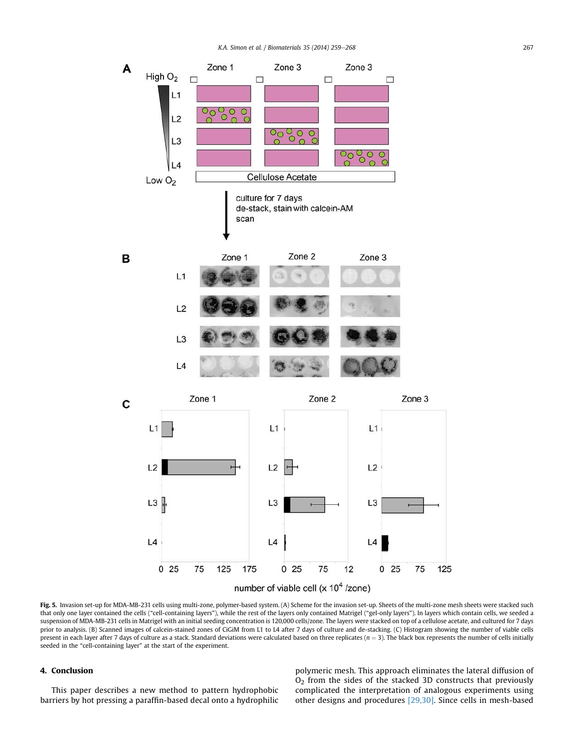**Fig. 5.** Invasion set-up for MDA-MB-231 cells using multi-zone, polymer-based system. (A) Scheme for the invasion set-up. Sheets of the multi-zone mesh sheets were stacked such that only one layer contained the cells ("cell-containing layers"), while the rest of the layers only contained Matrigel ("gel-only layers"). In layers which contain cells, we seeded a suspension of MDA-MB-231 cells in Matrigel with an initial seeding concentration is 120,000 cells/zone. The layers were stacked on top of a cellulose acetate, and cultured for 7 days prior to analysis. (B) Scanned images of calcein-stained zones of CiGiM from L1 to L4 after 7 days of culture and de-stacking. (C) Histogram showing the number of viable cells present in each layer after 7 days of culture as a stack. Standard deviations were calculated based on three replicates ($n = 3$). The black box represents the number of cells initially seeded in the "cell-containing layer" at the start of the experiment.

## 4. Conclusion

This paper describes a new method to pattern hydrophobic barriers by hot pressing a paraffin-based decal onto a hydrophilic polymeric mesh. This approach eliminates the lateral diffusion of $O_2$ from the sides of the stacked 3D constructs that previously complicated the interpretation of analogous experiments using other designs and procedures [29,30]. Since cells in mesh-based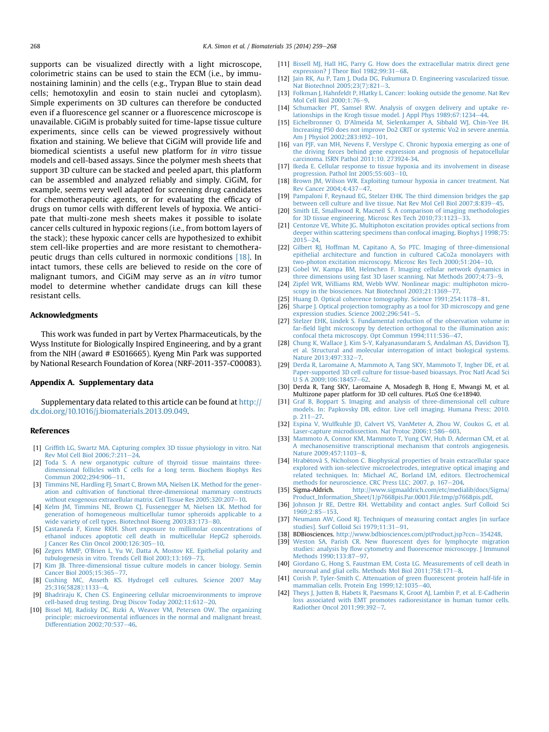supports can be visualized directly with a light microscope, colorimetric stains can be used to stain the ECM (i.e., by immunostaining laminin) and the cells (e.g., Trypan Blue to stain dead cells; hemotoxylin and eosin to stain nuclei and cytoplasm). Simple experiments on 3D cultures can therefore be conducted even if a fluorescence gel scanner or a fluorescence microscope is unavailable. CiGiM is probably suited for time-lapse tissue culture experiments, since cells can be viewed progressively without fixation and staining. We believe that CiGiM will provide life and biomedical scientists a useful new platform for *in vitro* tissue models and cell-based assays. Since the polymer mesh sheets that support 3D culture can be stacked and peeled apart, this platform can be assembled and analyzed reliably and simply. CiGiM, for example, seems very well adapted for screening drug candidates for chemotherapeutic agents, or for evaluating the efficacy of drugs on tumor cells with different levels of hypoxia. We anticipate that multi-zone mesh sheets makes it possible to isolate cancer cells cultured in hypoxic regions (i.e., from bottom layers of the stack); these hypoxic cancer cells are hypothesized to exhibit stem cell-like properties and are more resistant to chemotherapeutic drugs than cells cultured in normoxic conditions [18]. In intact tumors, these cells are believed to reside on the core of malignant tumors, and CiGiM may serve as an *in vitro* tumor model to determine whether candidate drugs can kill these resistant cells.

## Acknowledgments

This work was funded in part by Vertex Pharmaceuticals, by the Wyss Institute for Biologically Inspired Engineering, and by a grant from the NIH (award # ES016665). Kyeng Min Park was supported by National Research Foundation of Korea (NRF-2011-357-C00083).

## Appendix A. Supplementary data

Supplementary data related to this article can be found at http://dx.doi.org/10.1016/j.biomaterials.2013.09.049.

## References

[1] Griffith LG, Swartz MA. Capturing complex 3D tissue physiology in vitro. Nat Rev Mol Cell Biol 2006;7:211–24.

[2] Toda S. A new organotypic culture of thyroid tissue maintains three-dimensional follicles with C cells for a long term. Biochem Biophys Res Commun 2002;294:906–11.

[3] Timmins NE, Hardling FJ, Smart C, Brown MA, Nielsen LK. Method for the generation and cultivation of functional three-dimensional mammary constructs without exogenous extracellular matrix. Cell Tissue Res 2005;320:207–10.

[4] Kelm JM, Timmins NE, Brown CJ, Fussenegger M, Nielsen LK. Method for generation of homogeneous multicellular tumor spheroids applicable to a wide variety of cell types. Biotechnol Bioeng 2003;83:173–80.

[5] Castaneda F, Kinne RKH. Short exposure to millimolar concentrations of ethanol induces apoptotic cell death in multicellular HepG2 spheroids. J Cancer Res Clin Oncol 2000;126:305–10.

[6] Zegers MMP, O'Brien L, Yu W, Datta A, Mostov KE. Epithelial polarity and tubulogenesis in vitro. Trends Cell Biol 2003;13:169–73.

[7] Kim JB. Three-dimensional tissue culture models in cancer biology. Semin Cancer Biol 2005;15:365–77.

[8] Cushing MC, Anseth KS. Hydrogel cell cultures. Science 2007 May 25;316(5828):1133–4.

[9] Bhadriraju K, Chen CS. Engineering cellular microenvironments to improve cell-based drug testing. Drug Discov Today 2002;11:612–20.

[10] Bissel MJ, Radisky DC, Rizki A, Weaver VM, Petersen OW. The organizing principle: microenvironmental influences in the normal and malignant breast. Differentiation 2002;70:537–46.

[11] Bissell MJ, Hall HG, Parry G. How does the extracellular matrix direct gene expression? J Theor Biol 1982;99:31–68.

[12] Jain RK, Au P, Tam J, Duda DG, Fukumura D. Engineering vascularized tissue. Nat Biotechnol 2005;23(7):821–3.

[13] Folkman J, Hahnfeldt P, Hlatky L. Cancer: looking outside the genome. Nat Rev Mol Cell Biol 2000;1:76–9.

[14] Schumacker PT, Samsel RW. Analysis of oxygen delivery and uptake relationships in the Krogh tissue model. J Appl Phys 1989;67:1234–44.

[15] Eichelbronner O, D'Almeida M, Sielenkamper A, Sibbald WJ, Chin-Yee IH. Increasing P50 does not improve Do2 CRIT or systemic Vo2 in severe anemia. Am J Physiol 2002;283:H92–101.

[16] van PJF, van MH, Nevens F, Verslype C. Chronic hypoxia emerging as one of the driving forces behind gene expression and prognosis of hepatocellular carcinoma. ISRN Pathol 2011:10. 273924-34.

[17] Ikeda E. Cellular response to tissue hypoxia and its involvement in disease progression. Pathol Int 2005;55:603–10.

[18] Brown JM, Wilson WR. Exploiting tumour hypoxia in cancer treatment. Nat Rev Cancer 2004;4:437–47.

[19] Pampaloni F, Reynaud EG, Stelzer EHK. The third dimension bridges the gap between cell culture and live tissue. Nat Rev Mol Cell Biol 2007;8:839–45.

[20] Smith LE, Smallwood R, Macneil S. A comparison of imaging methodologies for 3D tissue engineering. Microsc Res Tech 2010;73:1123–33.

[21] Centonze VE, White JG. Multiphoton excitation provides optical sections from deeper within scattering specimens than confocal imaging. Biophys J 1998;75:2015–24.

[22] Gilbert RJ, Hoffman M, Capitano A, So PTC. Imaging of three-dimensional epithelial architecture and function in cultured CaCo2a monolayers with two-photon excitation microscopy. Microsc Res Tech 2000;51:204–10.

[23] Gobel W, Kampa BM, Helmchen F. Imaging cellular network dynamics in three dimensions using fast 3D laser scanning. Nat Methods 2007;4:73–9.

[24] Zipfel WR, Williams RM, Webb WW. Nonlinear magic: multiphoton microscopy in the biosciences. Nat Biotechnol 2003;21:1369–77.

[25] Huang D. Optical coherence tomography. Science 1991;254:1178–81.

[26] Sharpe J. Optical projection tomography as a tool for 3D microscopy and gene expression studies. Science 2002;296:541–5.

[27] Stelzer EHK, Lindek S. Fundamental reduction of the observation volume in far-field light microscopy by detection orthogonal to the illumination axis: confocal theta microscopy. Opt Commun 1994;111:536–47.

[28] Chung K, Wallace J, Kim S-Y, Kalyanasundaram S, Andalman AS, Davidson TJ, et al. Structural and molecular interrogation of intact biological systems. Nature 2013;497:332–7.

[29] Derda R, Laromaine A, Mammoto A, Tang SKY, Mammoto T, Ingber DE, et al. Paper-supported 3D cell culture for tissue-based bioassays. Proc Natl Acad Sci U S A 2009;106:18457–62.

[30] Derda R, Tang SKY, Laromaine A, Mosadegh B, Hong E, Mwangi M, et al. Multizone paper platform for 3D cell cultures. PLoS One 6:e18940.

[31] Graf B, Boppart S. Imaging and analysis of three-dimensional cell culture models. In: Papkovsky DB, editor. Live cell imaging. Humana Press; 2010. p. 211–27.

[32] Espina V, Wulfkuhle JD, Calvert VS, VanMeter A, Zhou W, Coukos G, et al. Laser-capture microdissection. Nat Protoc 2006;1:586–603.

[33] Mammoto A, Connor KM, Mammoto T, Yung CW, Huh D, Aderman CM, et al. A mechanosensitive transcriptional mechanism that controls angiogenesis. Nature 2009;457:1103–8.

[34] Hrabětová S, Nicholson C. Biophysical properties of brain extracellular space explored with ion-selective microelectrodes, integrative optical imaging and related techniques. In: Michael AC, Borland LM, editors. Electrochemical methods for neuroscience. CRC Press LLC; 2007. p. 167–204.

[35] Sigma-Aldrich. http://www.sigmaaldrich.com/etc/medialib/docs/Sigma/Product_Information_Sheet/1/p7668pis.Par.0001.File.tmp/p7668pis.pdf.

[36] Johnson Jr RE, Dettre RH. Wettability and contact angles. Surf Colloid Sci 1969;2:85–153.

[37] Neumann AW, Good RJ. Techniques of measuring contact angles [in surface studies]. Surf Colloid Sci 1979;11:31–91.

[38] BDBiosciences. http://www.bdbiosciences.com/ptProduct.jsp?ccn=354248.

[39] Weston SA, Parish CR. New fluorescent dyes for lymphocyte migration studies: analysis by flow cytometry and fluorescence microscopy. J Immunol Methods 1990;133:87–97.

[40] Giordano G, Hong S, Faustman EM, Costa LG. Measurements of cell death in neuronal and glial cells. Methods Mol Biol 2011;758:171–8.

[41] Corish P, Tyler-Smith C. Attenuation of green fluorescent protein half-life in mammalian cells. Protein Eng 1999;12:1035–40.

[42] Theys J, Jutten B, Habets R, Paesmans K, Groot AJ, Lambin P, et al. E-Cadherin loss associated with EMT promotes radioresistance in human tumor cells. Radiother Oncol 2011;99:392–7.